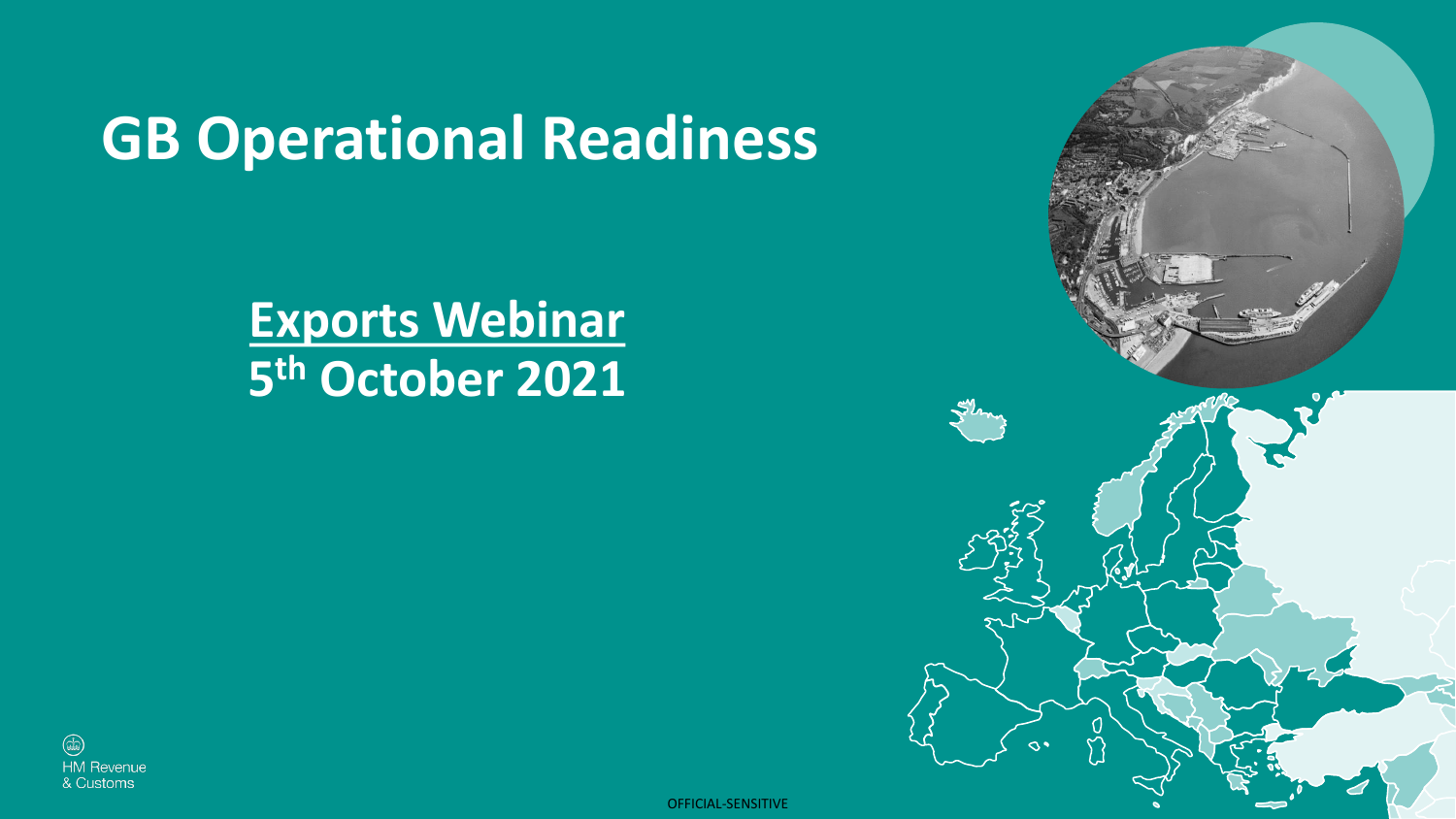# GB Operational Readiness

## Exports Webinar

## 5th October 2021

HM Revenue & Customs

OFFICIAL-SENSITIVE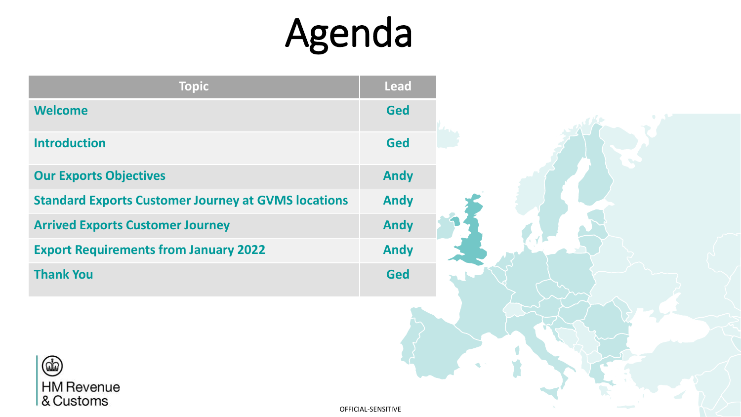# Agenda

| Topic | Lead |
| --- | --- |
| **Welcome** | **Ged** |
| **Introduction** | **Ged** |
| **Our Exports Objectives** | **Andy** |
| **Standard Exports Customer Journey at GVMS locations** | **Andy** |
| **Arrived Exports Customer Journey** | **Andy** |
| **Export Requirements from January 2022** | **Andy** |
| **Thank You** | **Ged** |

HM Revenue & Customs

OFFICIAL-SENSITIVE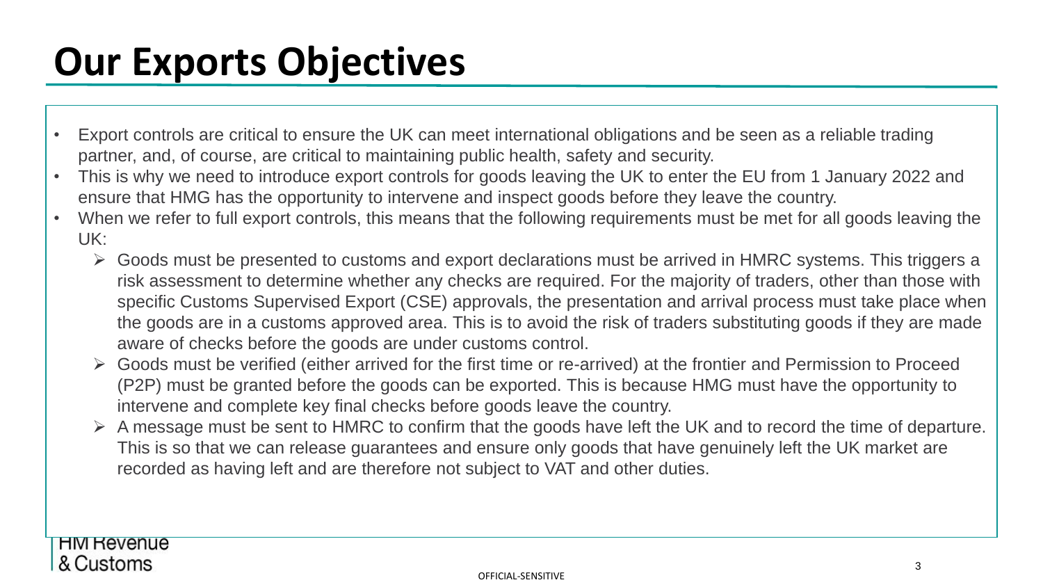# Our Exports Objectives

- Export controls are critical to ensure the UK can meet international obligations and be seen as a reliable trading partner, and, of course, are critical to maintaining public health, safety and security.
- This is why we need to introduce export controls for goods leaving the UK to enter the EU from 1 January 2022 and ensure that HMG has the opportunity to intervene and inspect goods before they leave the country.
- When we refer to full export controls, this means that the following requirements must be met for all goods leaving the UK:
  - Goods must be presented to customs and export declarations must be arrived in HMRC systems. This triggers a risk assessment to determine whether any checks are required. For the majority of traders, other than those with specific Customs Supervised Export (CSE) approvals, the presentation and arrival process must take place when the goods are in a customs approved area. This is to avoid the risk of traders substituting goods if they are made aware of checks before the goods are under customs control.
  - Goods must be verified (either arrived for the first time or re-arrived) at the frontier and Permission to Proceed (P2P) must be granted before the goods can be exported. This is because HMG must have the opportunity to intervene and complete key final checks before goods leave the country.
  - A message must be sent to HMRC to confirm that the goods have left the UK and to record the time of departure. This is so that we can release guarantees and ensure only goods that have genuinely left the UK market are recorded as having left and are therefore not subject to VAT and other duties.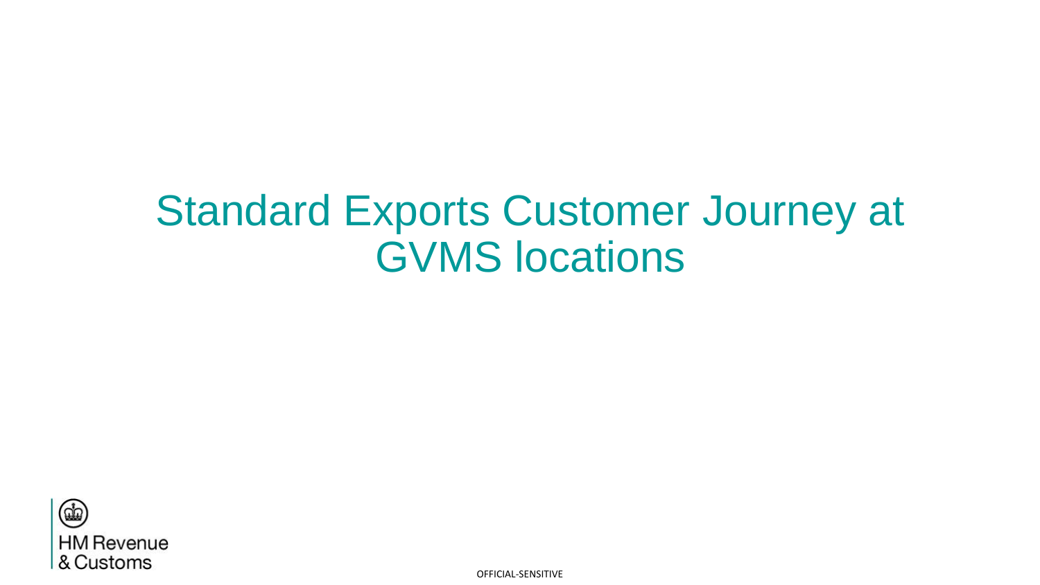# Standard Exports Customer Journey at GVMS locations

HM Revenue & Customs

OFFICIAL-SENSITIVE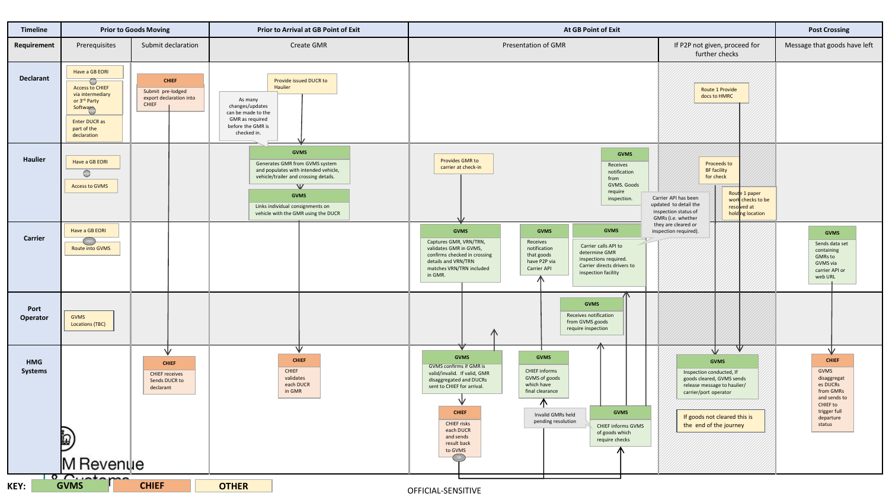| Timeline | Prior to Goods Moving | | Prior to Arrival at GB Point of Exit | At GB Point of Exit | | Post Crossing |
|---|---|---|---|---|---|---|
| **Requirement** | Prerequisites | Submit declaration | Create GMR | Presentation of GMR | If P2P not given, proceed for further checks | Message that goods have left |
| **Declarant** | Have a GB EORI<br>Access to CHIEF via intermediary or 3rd Party Software<br>Enter DUCR as part of the declaration | **CHIEF**<br>Submit pre-lodged export declaration into CHIEF | Provide issued DUCR to Haulier<br><br>As many changes/updates can be made to the GMR as required before the GMR is checked in. | | Route 1 Provide docs to HMRC | |
| **Haulier** | Have a GB EORI<br>Access to GVMS | | **GVMS**<br>Generates GMR from GVMS system and populates with intended vehicle, vehicle/trailer and crossing details.<br><br>**GVMS**<br>Links individual consignments on vehicle with the GMR using the DUCR | Provides GMR to carrier at check-in<br><br>**GVMS**<br>Receives notification from GVMS. Goods require inspection. | Proceeds to BF facility for check<br><br>Route 1 paper work checks to be resolved at holding location | |
| **Carrier** | Have a GB EORI<br>Route into GVMS | | | **GVMS**<br>Captures GMR, VRN/TRN, validates GMR in GVMS, confirms checked in crossing details and VRN/TRN matches VRN/TRN included in GMR.<br><br>**GVMS**<br>Receives notification that goods have P2P via Carrier API<br><br>**GVMS**<br>Carrier calls API to determine GMR inspections required. Carrier directs drivers to inspection facility<br><br>Carrier API has been updated to detail the inspection status of GMRs (i.e. whether they are cleared or inspection required). | | **GVMS**<br>Sends data set containing GMRs to GVMS via carrier API or web URL |
| **Port Operator** | GVMS Locations (TBC) | | | **GVMS**<br>Receives notification from GVMS goods require inspection | | |
| **HMG Systems** | | **CHIEF**<br>CHIEF receives Sends DUCR to declarant | **CHIEF**<br>CHIEF validates each DUCR in GMR | **GVMS**<br>GVMS confirms if GMR is valid/invalid. If valid, GMR disaggregated and DUCRs sent to CHIEF for arrival.<br><br>**CHIEF**<br>CHIEF risks each DUCR and sends result back to GVMS<br><br>**GVMS**<br>CHIEF informs GVMS of goods which have final clearance<br><br>Invalid GMRs held pending resolution<br><br>**GVMS**<br>CHIEF informs GVMS of goods which require checks | **GVMS**<br>Inspection conducted, If goods cleared, GVMS sends release message to haulier/carrier/port operator<br><br>If goods not cleared this is the end of the journey | **CHIEF**<br>GVMS disaggregates DUCRs from GMRs and sends to CHIEF to trigger full departure status |

**KEY:** GVMS | CHIEF | OTHER

OFFICIAL-SENSITIVE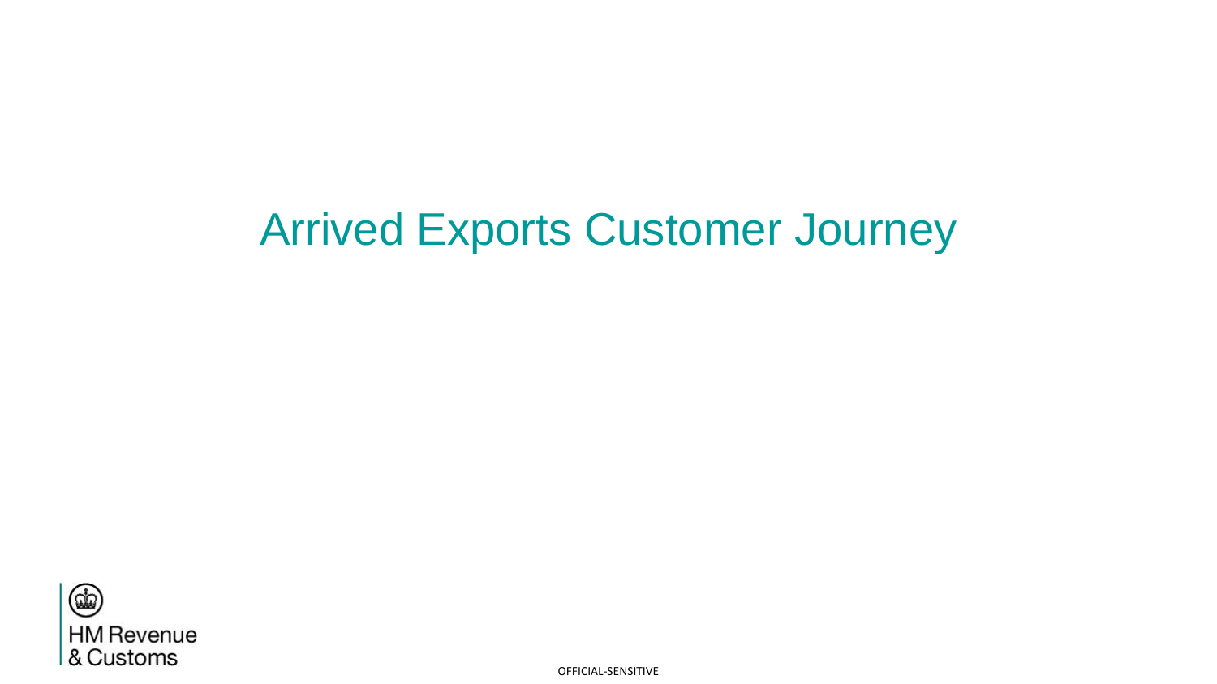# Arrived Exports Customer Journey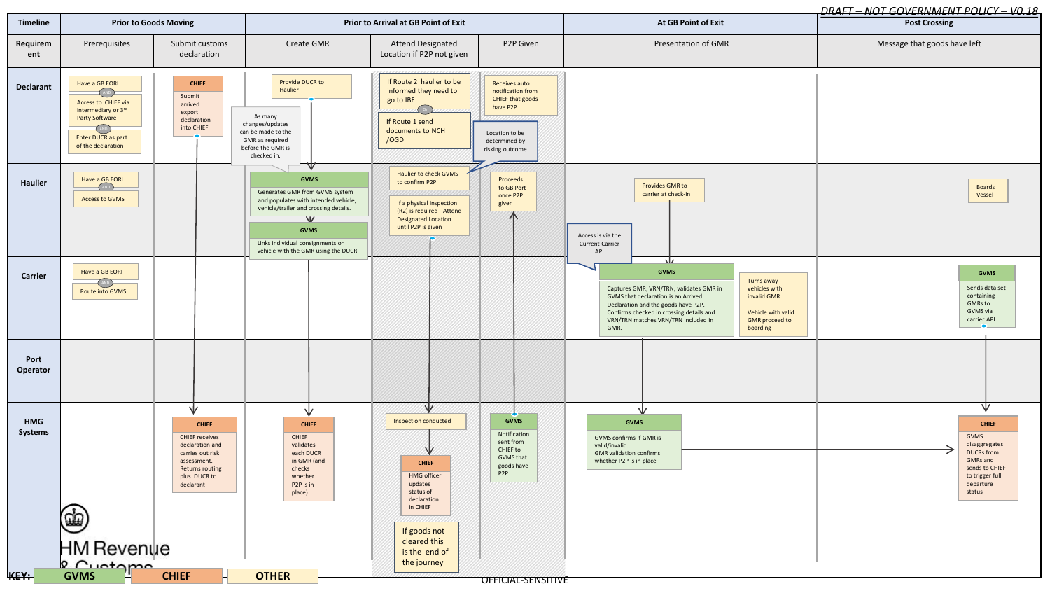DRAFT – NOT GOVERNMENT POLICY – V0.18

| Timeline | Prior to Goods Moving | | Prior to Arrival at GB Point of Exit | | | At GB Point of Exit | Post Crossing |
|---|---|---|---|---|---|---|---|
| **Requirement** | Prerequisites | Submit customs declaration | Create GMR | Attend Designated Location if P2P not given | P2P Given | Presentation of GMR | Message that goods have left |
| **Declarant** | Have a GB EORI AND Access to CHIEF via intermediary or 3rd Party Software AND Enter DUCR as part of the declaration | CHIEF: Submit arrived export declaration into CHIEF | Provide DUCR to Haulier<br><br>As many changes/updates can be made to the GMR as required before the GMR is checked in. | If Route 2 haulier to be informed they need to go to IBF<br>Or<br>If Route 1 send documents to NCH /OGD | Receives auto notification from CHIEF that goods have P2P<br><br>Location to be determined by risking outcome | | |
| **Haulier** | Have a GB EORI AND Access to GVMS | | GVMS: Generates GMR from GVMS system and populates with intended vehicle, vehicle/trailer and crossing details.<br><br>GVMS: Links individual consignments on vehicle with the GMR using the DUCR | Haulier to check GVMS to confirm P2P<br><br>If a physical inspection (R2) is required - Attend Designated Location until P2P is given | Proceeds to GB Port once P2P given | Provides GMR to carrier at check-in<br><br>Access is via the Current Carrier API | Boards Vessel |
| **Carrier** | Have a GB EORI AND Route into GVMS | | | | | GVMS: Captures GMR, VRN/TRN, validates GMR in GVMS that declaration is an Arrived Declaration and the goods have P2P. Confirms checked in crossing details and VRN/TRN matches VRN/TRN included in GMR.<br><br>Turns away vehicles with invalid GMR<br><br>Vehicle with valid GMR proceed to boarding | GVMS: Sends data set containing GMRs to GVMS via carrier API |
| **Port Operator** | | | | | | | |
| **HMG Systems** | | CHIEF: CHIEF receives declaration and carries out risk assessment. Returns routing plus DUCR to declarant | CHIEF: CHIEF validates each DUCR in GMR (and checks whether P2P is in place) | Inspection conducted<br><br>CHIEF: HMG officer updates status of declaration in CHIEF<br><br>If goods not cleared this is the end of the journey | GVMS: Notification sent from CHIEF to GVMS that goods have P2P | GVMS: GVMS confirms if GMR is valid/invalid.. GMR validation confirms whether P2P is in place | CHIEF: GVMS disaggregates DUCRs from GMRs and sends to CHIEF to trigger full departure status |

KEY: GVMS | CHIEF | OTHER

HM Revenue & Customs

OFFICIAL-SENSITIVE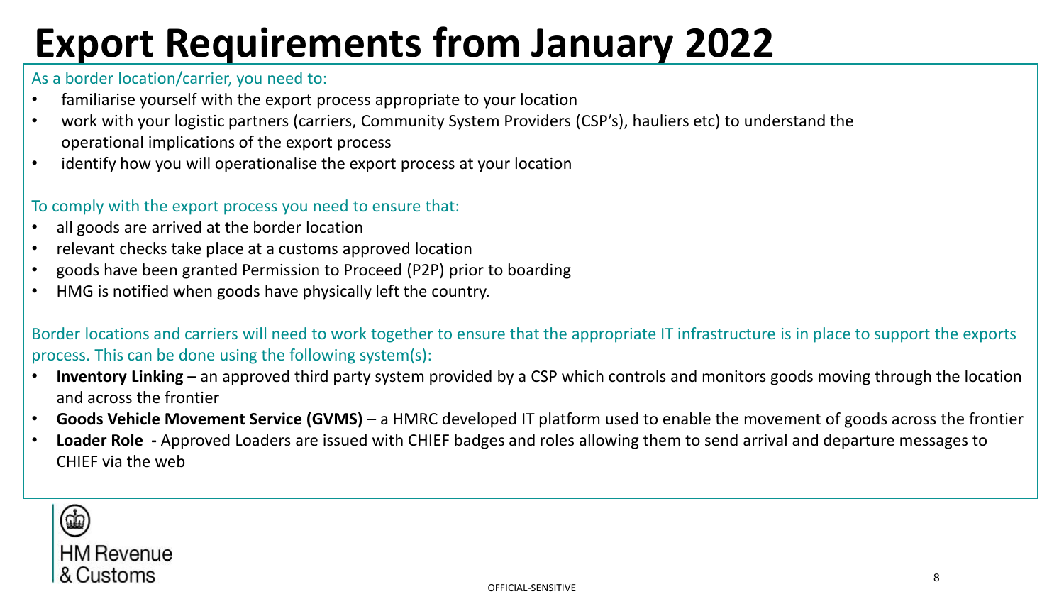# Export Requirements from January 2022

As a border location/carrier, you need to:

- familiarise yourself with the export process appropriate to your location
- work with your logistic partners (carriers, Community System Providers (CSP's), hauliers etc) to understand the operational implications of the export process
- identify how you will operationalise the export process at your location

To comply with the export process you need to ensure that:

- all goods are arrived at the border location
- relevant checks take place at a customs approved location
- goods have been granted Permission to Proceed (P2P) prior to boarding
- HMG is notified when goods have physically left the country.

Border locations and carriers will need to work together to ensure that the appropriate IT infrastructure is in place to support the exports process. This can be done using the following system(s):

- **Inventory Linking** – an approved third party system provided by a CSP which controls and monitors goods moving through the location and across the frontier
- **Goods Vehicle Movement Service (GVMS)** – a HMRC developed IT platform used to enable the movement of goods across the frontier
- **Loader Role -** Approved Loaders are issued with CHIEF badges and roles allowing them to send arrival and departure messages to CHIEF via the web

HM Revenue & Customs

OFFICIAL-SENSITIVE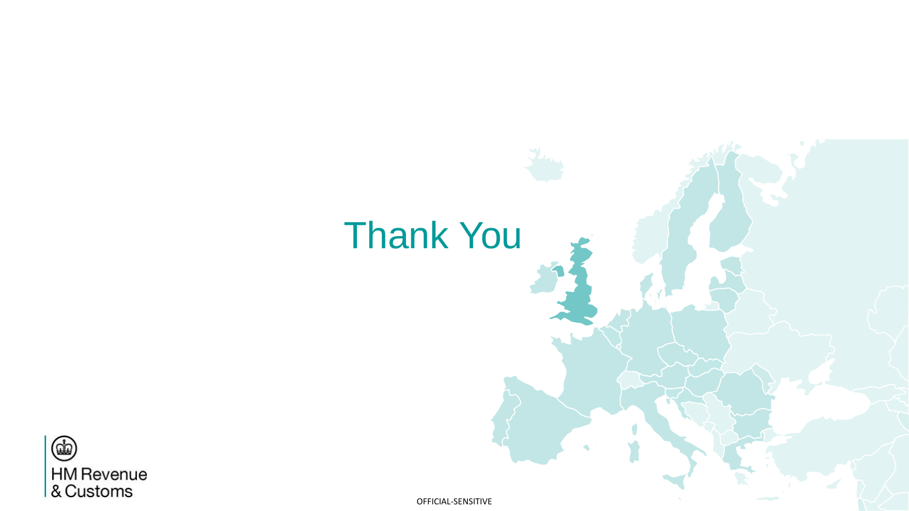# Thank You

HM Revenue & Customs

OFFICIAL-SENSITIVE